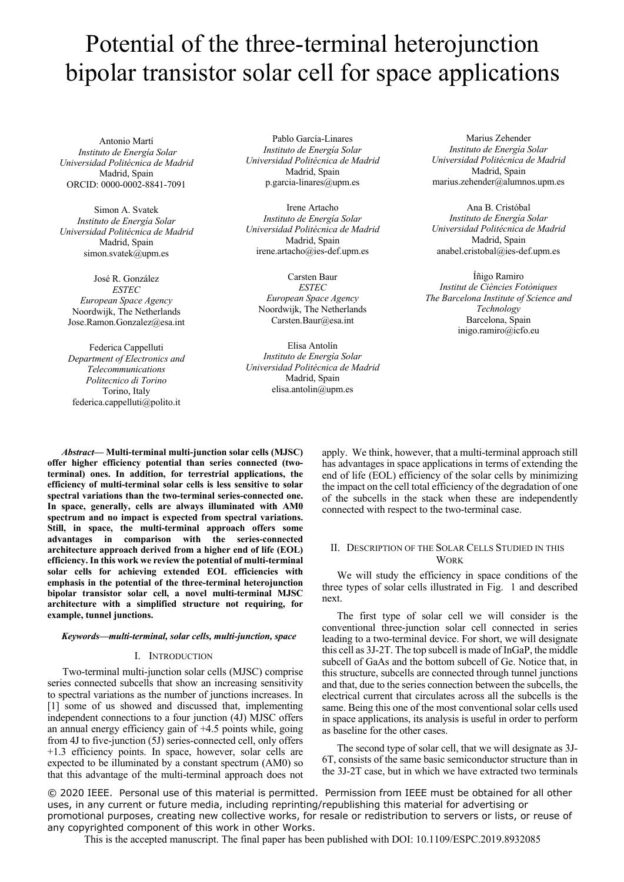# Potential of the three-terminal heterojunction bipolar transistor solar cell for space applications

Antonio Martí
*Instituto de Energía Solar*
*Universidad Politécnica de Madrid*
Madrid, Spain
ORCID: 0000-0002-8841-7091

Pablo García-Linares
*Instituto de Energía Solar*
*Universidad Politécnica de Madrid*
Madrid, Spain
p.garcia-linares@upm.es

Marius Zehender
*Instituto de Energía Solar*
*Universidad Politécnica de Madrid*
Madrid, Spain
marius.zehender@alumnos.upm.es

Simon A. Svatek
*Instituto de Energía Solar*
*Universidad Politécnica de Madrid*
Madrid, Spain
simon.svatek@upm.es

Irene Artacho
*Instituto de Energía Solar*
*Universidad Politécnica de Madrid*
Madrid, Spain
irene.artacho@ies-def.upm.es

Ana B. Cristóbal
*Instituto de Energía Solar*
*Universidad Politécnica de Madrid*
Madrid, Spain
anabel.cristobal@ies-def.upm.es

José R. González
*ESTEC*
*European Space Agency*
Noordwijk, The Netherlands
Jose.Ramon.Gonzalez@esa.int

Carsten Baur
*ESTEC*
*European Space Agency*
Noordwijk, The Netherlands
Carsten.Baur@esa.int

Íñigo Ramiro
*Institut de Ciències Fotòniques*
*The Barcelona Institute of Science and Technology*
Barcelona, Spain
inigo.ramiro@icfo.eu

Federica Cappelluti
*Department of Electronics and Telecommunications*
*Politecnico di Torino*
Torino, Italy
federica.cappelluti@polito.it

Elisa Antolín
*Instituto de Energía Solar*
*Universidad Politécnica de Madrid*
Madrid, Spain
elisa.antolin@upm.es

***Abstract*— Multi-terminal multi-junction solar cells (MJSC) offer higher efficiency potential than series connected (two-terminal) ones. In addition, for terrestrial applications, the efficiency of multi-terminal solar cells is less sensitive to solar spectral variations than the two-terminal series-connected one. In space, generally, cells are always illuminated with AM0 spectrum and no impact is expected from spectral variations. Still, in space, the multi-terminal approach offers some advantages in comparison with the series-connected architecture approach derived from a higher end of life (EOL) efficiency. In this work we review the potential of multi-terminal solar cells for achieving extended EOL efficiencies with emphasis in the potential of the three-terminal heterojunction bipolar transistor solar cell, a novel multi-terminal MJSC architecture with a simplified structure not requiring, for example, tunnel junctions.**

***Keywords—multi-terminal, solar cells, multi-junction, space***

## I. Introduction

Two-terminal multi-junction solar cells (MJSC) comprise series connected subcells that show an increasing sensitivity to spectral variations as the number of junctions increases. In [1] some of us showed and discussed that, implementing independent connections to a four junction (4J) MJSC offers an annual energy efficiency gain of +4.5 points while, going from 4J to five-junction (5J) series-connected cell, only offers +1.3 efficiency points. In space, however, solar cells are expected to be illuminated by a constant spectrum (AM0) so that this advantage of the multi-terminal approach does not apply. We think, however, that a multi-terminal approach still has advantages in space applications in terms of extending the end of life (EOL) efficiency of the solar cells by minimizing the impact on the cell total efficiency of the degradation of one of the subcells in the stack when these are independently connected with respect to the two-terminal case.

## II. Description of the Solar Cells Studied in this Work

We will study the efficiency in space conditions of the three types of solar cells illustrated in Fig. 1 and described next.

The first type of solar cell we will consider is the conventional three-junction solar cell connected in series leading to a two-terminal device. For short, we will designate this cell as 3J-2T. The top subcell is made of InGaP, the middle subcell of GaAs and the bottom subcell of Ge. Notice that, in this structure, subcells are connected through tunnel junctions and that, due to the series connection between the subcells, the electrical current that circulates across all the subcells is the same. Being this one of the most conventional solar cells used in space applications, its analysis is useful in order to perform as baseline for the other cases.

The second type of solar cell, that we will designate as 3J-6T, consists of the same basic semiconductor structure than in the 3J-2T case, but in which we have extracted two terminals

© 2020 IEEE. Personal use of this material is permitted. Permission from IEEE must be obtained for all other uses, in any current or future media, including reprinting/republishing this material for advertising or promotional purposes, creating new collective works, for resale or redistribution to servers or lists, or reuse of any copyrighted component of this work in other Works.

This is the accepted manuscript. The final paper has been published with DOI: 10.1109/ESPC.2019.8932085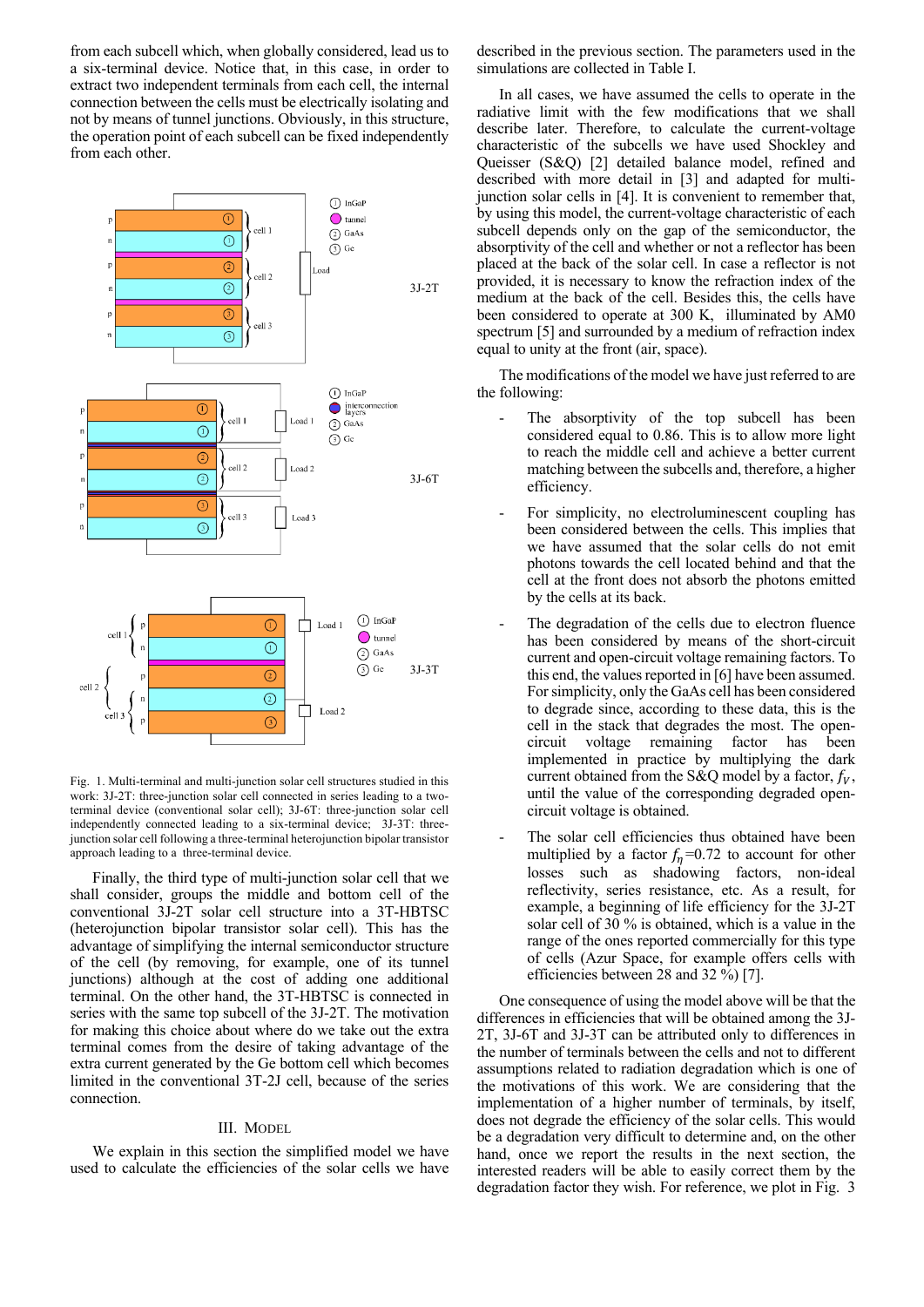from each subcell which, when globally considered, lead us to a six-terminal device. Notice that, in this case, in order to extract two independent terminals from each cell, the internal connection between the cells must be electrically isolating and not by means of tunnel junctions. Obviously, in this structure, the operation point of each subcell can be fixed independently from each other.

Fig. 1. Multi-terminal and multi-junction solar cell structures studied in this work: 3J-2T: three-junction solar cell connected in series leading to a two-terminal device (conventional solar cell); 3J-6T: three-junction solar cell independently connected leading to a six-terminal device; 3J-3T: three-junction solar cell following a three-terminal heterojunction bipolar transistor approach leading to a three-terminal device.

Finally, the third type of multi-junction solar cell that we shall consider, groups the middle and bottom cell of the conventional 3J-2T solar cell structure into a 3T-HBTSC (heterojunction bipolar transistor solar cell). This has the advantage of simplifying the internal semiconductor structure of the cell (by removing, for example, one of its tunnel junctions) although at the cost of adding one additional terminal. On the other hand, the 3T-HBTSC is connected in series with the same top subcell of the 3J-2T. The motivation for making this choice about where do we take out the extra terminal comes from the desire of taking advantage of the extra current generated by the Ge bottom cell which becomes limited in the conventional 3T-2J cell, because of the series connection.

## III. Model

We explain in this section the simplified model we have used to calculate the efficiencies of the solar cells we have described in the previous section. The parameters used in the simulations are collected in Table I.

In all cases, we have assumed the cells to operate in the radiative limit with the few modifications that we shall describe later. Therefore, to calculate the current-voltage characteristic of the subcells we have used Shockley and Queisser (S&Q) [2] detailed balance model, refined and described with more detail in [3] and adapted for multi-junction solar cells in [4]. It is convenient to remember that, by using this model, the current-voltage characteristic of each subcell depends only on the gap of the semiconductor, the absorptivity of the cell and whether or not a reflector has been placed at the back of the solar cell. In case a reflector is not provided, it is necessary to know the refraction index of the medium at the back of the cell. Besides this, the cells have been considered to operate at 300 K, illuminated by AM0 spectrum [5] and surrounded by a medium of refraction index equal to unity at the front (air, space).

The modifications of the model we have just referred to are the following:

- The absorptivity of the top subcell has been considered equal to 0.86. This is to allow more light to reach the middle cell and achieve a better current matching between the subcells and, therefore, a higher efficiency.
- For simplicity, no electroluminescent coupling has been considered between the cells. This implies that we have assumed that the solar cells do not emit photons towards the cell located behind and that the cell at the front does not absorb the photons emitted by the cells at its back.
- The degradation of the cells due to electron fluence has been considered by means of the short-circuit current and open-circuit voltage remaining factors. To this end, the values reported in [6] have been assumed. For simplicity, only the GaAs cell has been considered to degrade since, according to these data, this is the cell in the stack that degrades the most. The open-circuit voltage remaining factor has been implemented in practice by multiplying the dark current obtained from the S&Q model by a factor, $f_V$, until the value of the corresponding degraded open-circuit voltage is obtained.
- The solar cell efficiencies thus obtained have been multiplied by a factor $f_\eta$=0.72 to account for other losses such as shadowing factors, non-ideal reflectivity, series resistance, etc. As a result, for example, a beginning of life efficiency for the 3J-2T solar cell of 30 % is obtained, which is a value in the range of the ones reported commercially for this type of cells (Azur Space, for example offers cells with efficiencies between 28 and 32 %) [7].

One consequence of using the model above will be that the differences in efficiencies that will be obtained among the 3J-2T, 3J-6T and 3J-3T can be attributed only to differences in the number of terminals between the cells and not to different assumptions related to radiation degradation which is one of the motivations of this work. We are considering that the implementation of a higher number of terminals, by itself, does not degrade the efficiency of the solar cells. This would be a degradation very difficult to determine and, on the other hand, once we report the results in the next section, the interested readers will be able to easily correct them by the degradation factor they wish. For reference, we plot in Fig. 3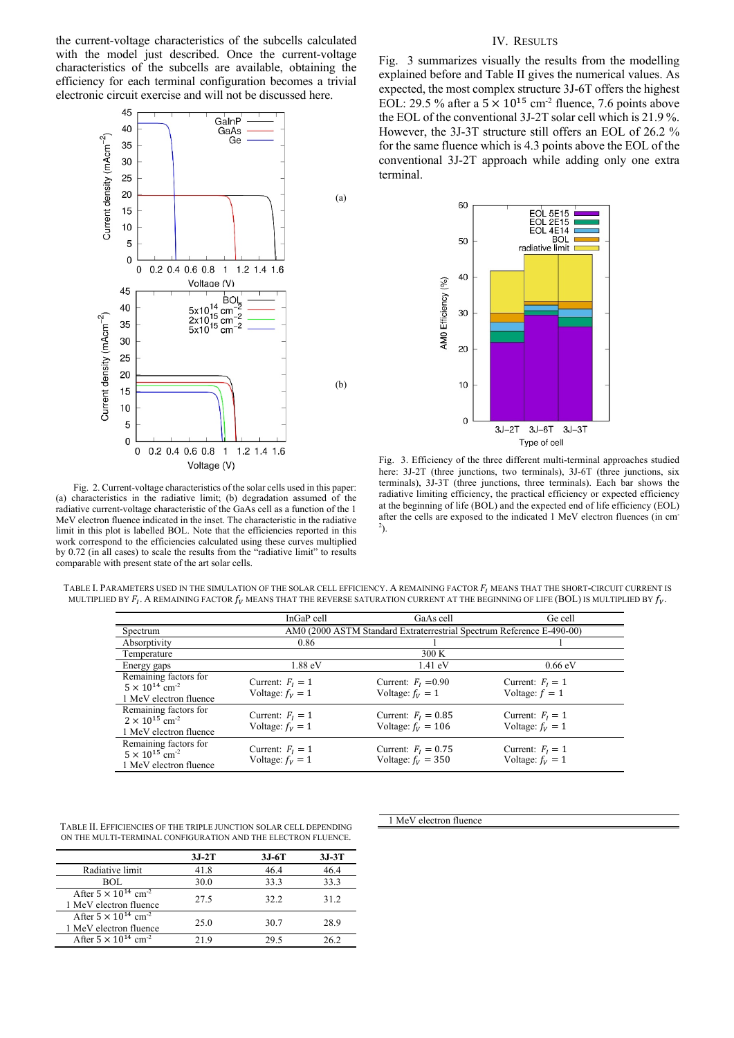the current-voltage characteristics of the subcells calculated with the model just described. Once the current-voltage characteristics of the subcells are available, obtaining the efficiency for each terminal configuration becomes a trivial electronic circuit exercise and will not be discussed here.

Fig. 2. Current-voltage characteristics of the solar cells used in this paper: (a) characteristics in the radiative limit; (b) degradation assumed of the radiative current-voltage characteristic of the GaAs cell as a function of the 1 MeV electron fluence indicated in the inset. The characteristic in the radiative limit in this plot is labelled BOL. Note that the efficiencies reported in this work correspond to the efficiencies calculated using these curves multiplied by 0.72 (in all cases) to scale the results from the "radiative limit" to results comparable with present state of the art solar cells.

## IV. Results

Fig. 3 summarizes visually the results from the modelling explained before and Table II gives the numerical values. As expected, the most complex structure 3J-6T offers the highest EOL: 29.5 % after a $5 \times 10^{15}$ cm$^{-2}$ fluence, 7.6 points above the EOL of the conventional 3J-2T solar cell which is 21.9 %. However, the 3J-3T structure still offers an EOL of 26.2 % for the same fluence which is 4.3 points above the EOL of the conventional 3J-2T approach while adding only one extra terminal.

Fig. 3. Efficiency of the three different multi-terminal approaches studied here: 3J-2T (three junctions, two terminals), 3J-6T (three junctions, six terminals), 3J-3T (three junctions, three terminals). Each bar shows the radiative limiting efficiency, the practical efficiency or expected efficiency at the beginning of life (BOL) and the expected end of life efficiency (EOL) after the cells are exposed to the indicated 1 MeV electron fluences (in cm$^{-2}$).

TABLE I. Parameters used in the simulation of the solar cell efficiency. A remaining factor $F_I$ means that the short-circuit current is multiplied by $F_I$. A remaining factor $f_V$ means that the reverse saturation current at the beginning of life (BOL) is multiplied by $f_V$.

| | InGaP cell | GaAs cell | Ge cell |
|---|---|---|---|
| Spectrum | AM0 (2000 ASTM Standard Extraterrestrial Spectrum Reference E-490-00) | | |
| Absorptivity | 0.86 | 1 | 1 |
| Temperature | 300 K | | |
| Energy gaps | 1.88 eV | 1.41 eV | 0.66 eV |
| Remaining factors for $5 \times 10^{14}$ cm$^{-2}$ 1 MeV electron fluence | Current: $F_I = 1$ Voltage: $f_V = 1$ | Current: $F_I = 0.90$ Voltage: $f_V = 1$ | Current: $F_I = 1$ Voltage: $f = 1$ |
| Remaining factors for $2 \times 10^{15}$ cm$^{-2}$ 1 MeV electron fluence | Current: $F_I = 1$ Voltage: $f_V = 1$ | Current: $F_I = 0.85$ Voltage: $f_V = 106$ | Current: $F_I = 1$ Voltage: $f_V = 1$ |
| Remaining factors for $5 \times 10^{15}$ cm$^{-2}$ 1 MeV electron fluence | Current: $F_I = 1$ Voltage: $f_V = 1$ | Current: $F_I = 0.75$ Voltage: $f_V = 350$ | Current: $F_I = 1$ Voltage: $f_V = 1$ |

TABLE II. Efficiencies of the triple junction solar cell depending on the multi-terminal configuration and the electron fluence.

| | 3J-2T | 3J-6T | 3J-3T |
|---|---|---|---|
| Radiative limit | 41.8 | 46.4 | 46.4 |
| BOL | 30.0 | 33.3 | 33.3 |
| After $5 \times 10^{14}$ cm$^{-2}$ 1 MeV electron fluence | 27.5 | 32.2 | 31.2 |
| After $5 \times 10^{14}$ cm$^{-2}$ 1 MeV electron fluence | 25.0 | 30.7 | 28.9 |
| After $5 \times 10^{14}$ cm$^{-2}$ 1 MeV electron fluence | 21.9 | 29.5 | 26.2 |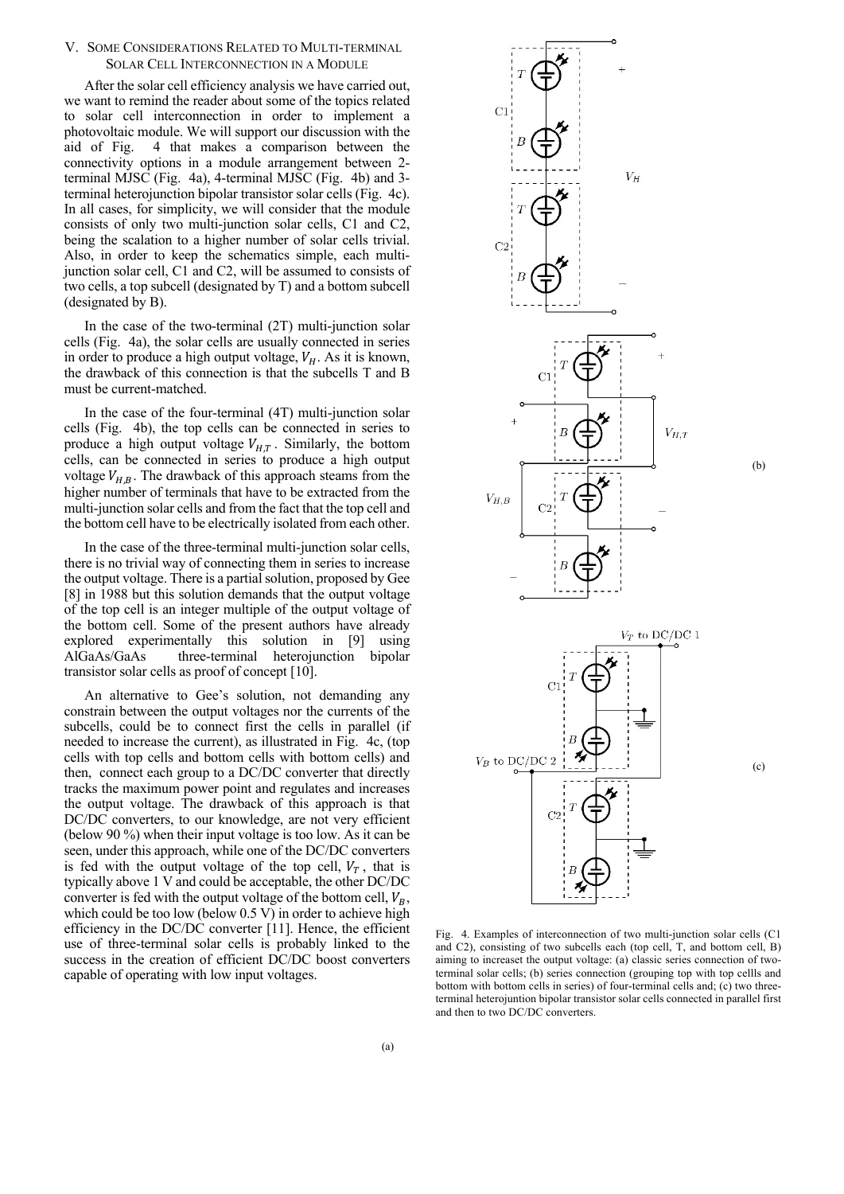## V. Some Considerations Related to Multi-terminal Solar Cell Interconnection in a Module

After the solar cell efficiency analysis we have carried out, we want to remind the reader about some of the topics related to solar cell interconnection in order to implement a photovoltaic module. We will support our discussion with the aid of Fig. 4 that makes a comparison between the connectivity options in a module arrangement between 2-terminal MJSC (Fig. 4a), 4-terminal MJSC (Fig. 4b) and 3-terminal heterojunction bipolar transistor solar cells (Fig. 4c). In all cases, for simplicity, we will consider that the module consists of only two multi-junction solar cells, C1 and C2, being the scalation to a higher number of solar cells trivial. Also, in order to keep the schematics simple, each multi-junction solar cell, C1 and C2, will be assumed to consists of two cells, a top subcell (designated by T) and a bottom subcell (designated by B).

In the case of the two-terminal (2T) multi-junction solar cells (Fig. 4a), the solar cells are usually connected in series in order to produce a high output voltage, $V_H$. As it is known, the drawback of this connection is that the subcells T and B must be current-matched.

In the case of the four-terminal (4T) multi-junction solar cells (Fig. 4b), the top cells can be connected in series to produce a high output voltage $V_{H,T}$. Similarly, the bottom cells, can be connected in series to produce a high output voltage $V_{H,B}$. The drawback of this approach steams from the higher number of terminals that have to be extracted from the multi-junction solar cells and from the fact that the top cell and the bottom cell have to be electrically isolated from each other.

In the case of the three-terminal multi-junction solar cells, there is no trivial way of connecting them in series to increase the output voltage. There is a partial solution, proposed by Gee [8] in 1988 but this solution demands that the output voltage of the top cell is an integer multiple of the output voltage of the bottom cell. Some of the present authors have already explored experimentally this solution in [9] using AlGaAs/GaAs three-terminal heterojunction bipolar transistor solar cells as proof of concept [10].

An alternative to Gee's solution, not demanding any constrain between the output voltages nor the currents of the subcells, could be to connect first the cells in parallel (if needed to increase the current), as illustrated in Fig. 4c, (top cells with top cells and bottom cells with bottom cells) and then, connect each group to a DC/DC converter that directly tracks the maximum power point and regulates and increases the output voltage. The drawback of this approach is that DC/DC converters, to our knowledge, are not very efficient (below 90 %) when their input voltage is too low. As it can be seen, under this approach, while one of the DC/DC converters is fed with the output voltage of the top cell, $V_T$, that is typically above 1 V and could be acceptable, the other DC/DC converter is fed with the output voltage of the bottom cell, $V_B$, which could be too low (below 0.5 V) in order to achieve high efficiency in the DC/DC converter [11]. Hence, the efficient use of three-terminal solar cells is probably linked to the success in the creation of efficient DC/DC boost converters capable of operating with low input voltages.

(a)

(b)

(c)

Fig. 4. Examples of interconnection of two multi-junction solar cells (C1 and C2), consisting of two subcells each (top cell, T, and bottom cell, B) aiming to increaset the output voltage: (a) classic series connection of two-terminal solar cells; (b) series connection (grouping top with top cellls and bottom with bottom cells in series) of four-terminal cells and; (c) two three-terminal heterojuntion bipolar transistor solar cells connected in parallel first and then to two DC/DC converters.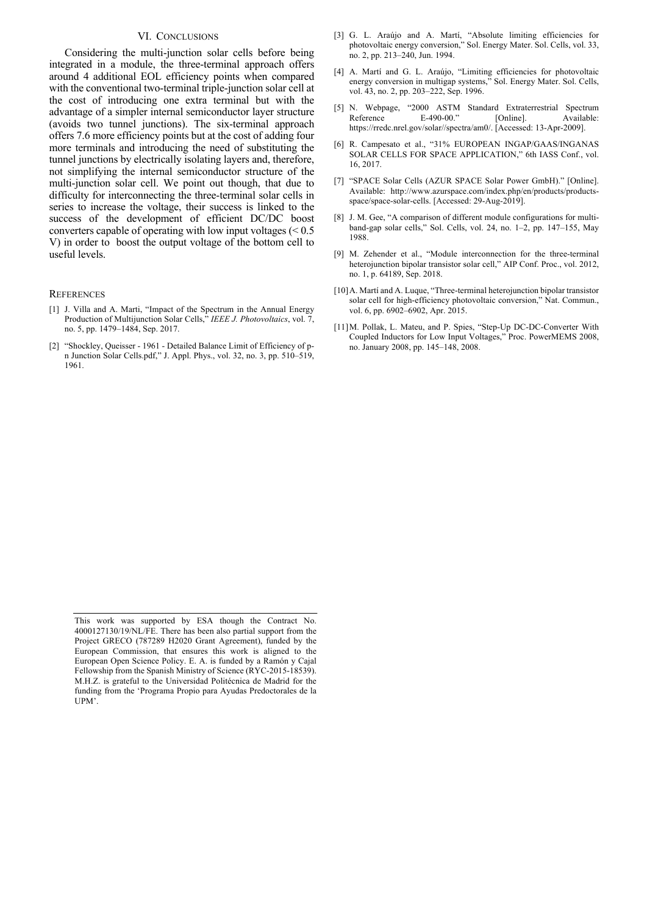## VI. Conclusions

Considering the multi-junction solar cells before being integrated in a module, the three-terminal approach offers around 4 additional EOL efficiency points when compared with the conventional two-terminal triple-junction solar cell at the cost of introducing one extra terminal but with the advantage of a simpler internal semiconductor layer structure (avoids two tunnel junctions). The six-terminal approach offers 7.6 more efficiency points but at the cost of adding four more terminals and introducing the need of substituting the tunnel junctions by electrically isolating layers and, therefore, not simplifying the internal semiconductor structure of the multi-junction solar cell. We point out though, that due to difficulty for interconnecting the three-terminal solar cells in series to increase the voltage, their success is linked to the success of the development of efficient DC/DC boost converters capable of operating with low input voltages (< 0.5 V) in order to boost the output voltage of the bottom cell to useful levels.

## References

[1] J. Villa and A. Marti, "Impact of the Spectrum in the Annual Energy Production of Multijunction Solar Cells," *IEEE J. Photovoltaics*, vol. 7, no. 5, pp. 1479–1484, Sep. 2017.

[2] "Shockley, Queisser - 1961 - Detailed Balance Limit of Efficiency of p-n Junction Solar Cells.pdf," J. Appl. Phys., vol. 32, no. 3, pp. 510–519, 1961.

[3] G. L. Araújo and A. Martí, "Absolute limiting efficiencies for photovoltaic energy conversion," Sol. Energy Mater. Sol. Cells, vol. 33, no. 2, pp. 213–240, Jun. 1994.

[4] A. Martí and G. L. Araújo, "Limiting efficiencies for photovoltaic energy conversion in multigap systems," Sol. Energy Mater. Sol. Cells, vol. 43, no. 2, pp. 203–222, Sep. 1996.

[5] N. Webpage, "2000 ASTM Standard Extraterrestrial Spectrum Reference E-490-00." [Online]. Available: https://rredc.nrel.gov/solar//spectra/am0/. [Accessed: 13-Apr-2009].

[6] R. Campesato et al., "31% EUROPEAN INGAP/GAAS/INGANAS SOLAR CELLS FOR SPACE APPLICATION," 6th IASS Conf., vol. 16, 2017.

[7] "SPACE Solar Cells (AZUR SPACE Solar Power GmbH)." [Online]. Available: http://www.azurspace.com/index.php/en/products/products-space/space-solar-cells. [Accessed: 29-Aug-2019].

[8] J. M. Gee, "A comparison of different module configurations for multi-band-gap solar cells," Sol. Cells, vol. 24, no. 1–2, pp. 147–155, May 1988.

[9] M. Zehender et al., "Module interconnection for the three-terminal heterojunction bipolar transistor solar cell," AIP Conf. Proc., vol. 2012, no. 1, p. 64189, Sep. 2018.

[10] A. Martí and A. Luque, "Three-terminal heterojunction bipolar transistor solar cell for high-efficiency photovoltaic conversion," Nat. Commun., vol. 6, pp. 6902–6902, Apr. 2015.

[11] M. Pollak, L. Mateu, and P. Spies, "Step-Up DC-DC-Converter With Coupled Inductors for Low Input Voltages," Proc. PowerMEMS 2008, no. January 2008, pp. 145–148, 2008.

This work was supported by ESA though the Contract No. 4000127130/19/NL/FE. There has been also partial support from the Project GRECO (787289 H2020 Grant Agreement), funded by the European Commission, that ensures this work is aligned to the European Open Science Policy. E. A. is funded by a Ramón y Cajal Fellowship from the Spanish Ministry of Science (RYC-2015-18539). M.H.Z. is grateful to the Universidad Politécnica de Madrid for the funding from the 'Programa Propio para Ayudas Predoctorales de la UPM'.